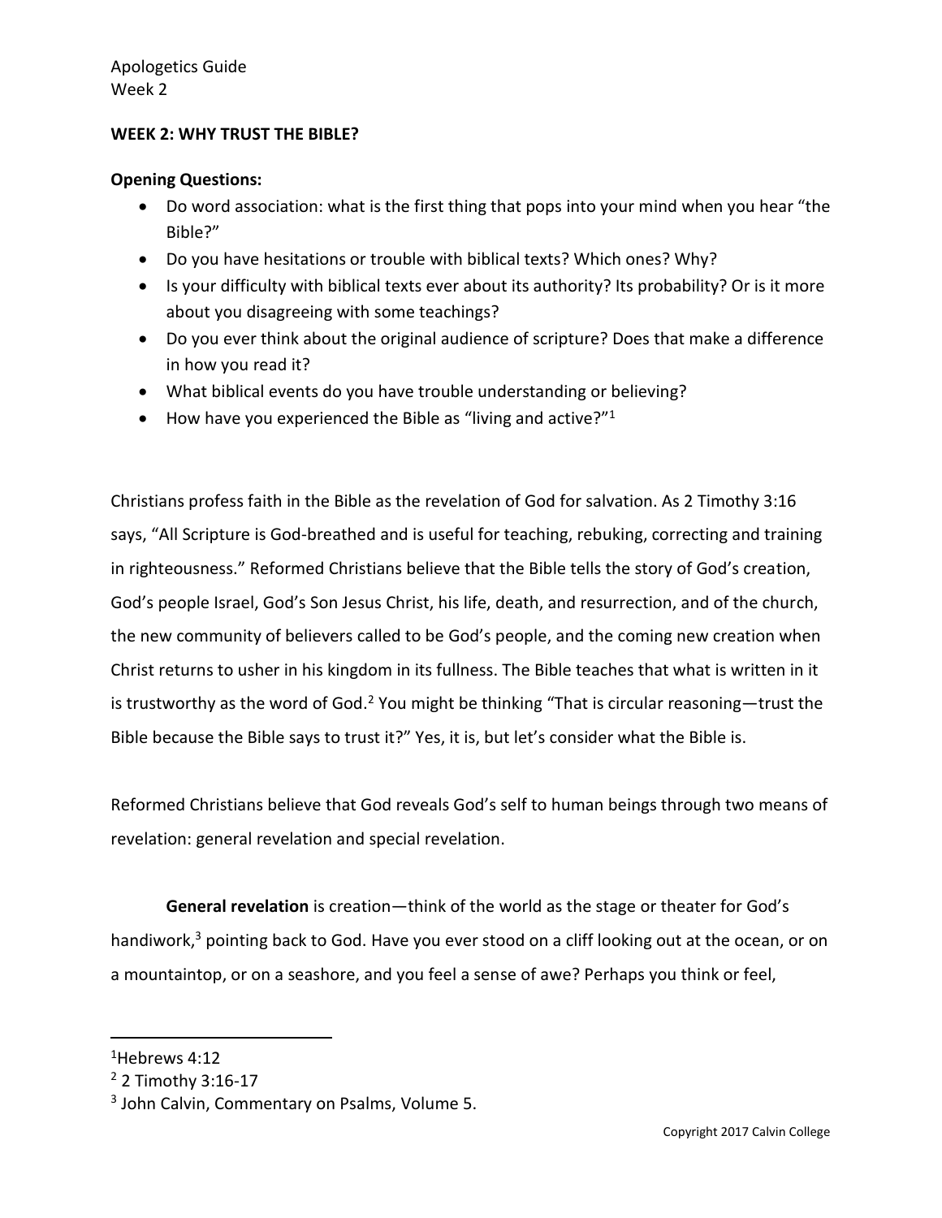Apologetics Guide
Week 2

**WEEK 2: WHY TRUST THE BIBLE?**

**Opening Questions:**

- Do word association: what is the first thing that pops into your mind when you hear "the Bible?"
- Do you have hesitations or trouble with biblical texts? Which ones? Why?
- Is your difficulty with biblical texts ever about its authority? Its probability? Or is it more about you disagreeing with some teachings?
- Do you ever think about the original audience of scripture? Does that make a difference in how you read it?
- What biblical events do you have trouble understanding or believing?
- How have you experienced the Bible as "living and active?"[1]

Christians profess faith in the Bible as the revelation of God for salvation. As 2 Timothy 3:16 says, "All Scripture is God-breathed and is useful for teaching, rebuking, correcting and training in righteousness." Reformed Christians believe that the Bible tells the story of God's creation, God's people Israel, God's Son Jesus Christ, his life, death, and resurrection, and of the church, the new community of believers called to be God's people, and the coming new creation when Christ returns to usher in his kingdom in its fullness. The Bible teaches that what is written in it is trustworthy as the word of God.[2] You might be thinking "That is circular reasoning—trust the Bible because the Bible says to trust it?" Yes, it is, but let's consider what the Bible is.

Reformed Christians believe that God reveals God's self to human beings through two means of revelation: general revelation and special revelation.

**General revelation** is creation—think of the world as the stage or theater for God's handiwork,[3] pointing back to God. Have you ever stood on a cliff looking out at the ocean, or on a mountaintop, or on a seashore, and you feel a sense of awe? Perhaps you think or feel,

---

[1] Hebrews 4:12

[2] 2 Timothy 3:16-17

[3] John Calvin, Commentary on Psalms, Volume 5.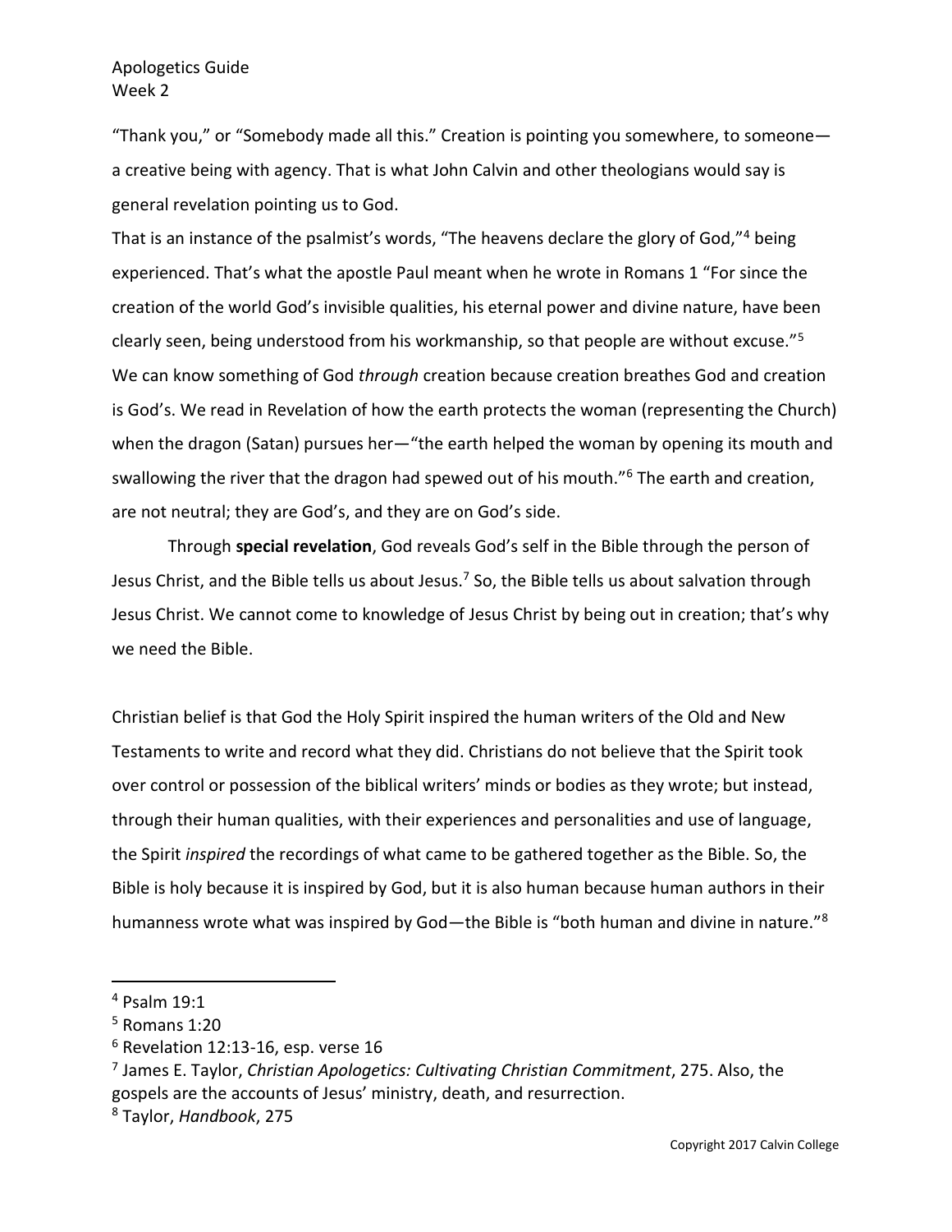"Thank you," or "Somebody made all this." Creation is pointing you somewhere, to someone—a creative being with agency. That is what John Calvin and other theologians would say is general revelation pointing us to God.

That is an instance of the psalmist's words, "The heavens declare the glory of God,"[4] being experienced. That's what the apostle Paul meant when he wrote in Romans 1 "For since the creation of the world God's invisible qualities, his eternal power and divine nature, have been clearly seen, being understood from his workmanship, so that people are without excuse."[5] We can know something of God *through* creation because creation breathes God and creation is God's. We read in Revelation of how the earth protects the woman (representing the Church) when the dragon (Satan) pursues her—"the earth helped the woman by opening its mouth and swallowing the river that the dragon had spewed out of his mouth."[6] The earth and creation, are not neutral; they are God's, and they are on God's side.

Through **special revelation**, God reveals God's self in the Bible through the person of Jesus Christ, and the Bible tells us about Jesus.[7] So, the Bible tells us about salvation through Jesus Christ. We cannot come to knowledge of Jesus Christ by being out in creation; that's why we need the Bible.

Christian belief is that God the Holy Spirit inspired the human writers of the Old and New Testaments to write and record what they did. Christians do not believe that the Spirit took over control or possession of the biblical writers' minds or bodies as they wrote; but instead, through their human qualities, with their experiences and personalities and use of language, the Spirit *inspired* the recordings of what came to be gathered together as the Bible. So, the Bible is holy because it is inspired by God, but it is also human because human authors in their humanness wrote what was inspired by God—the Bible is "both human and divine in nature."[8]

---

[4] Psalm 19:1

[5] Romans 1:20

[6] Revelation 12:13-16, esp. verse 16

[7] James E. Taylor, *Christian Apologetics: Cultivating Christian Commitment*, 275. Also, the gospels are the accounts of Jesus' ministry, death, and resurrection.

[8] Taylor, *Handbook*, 275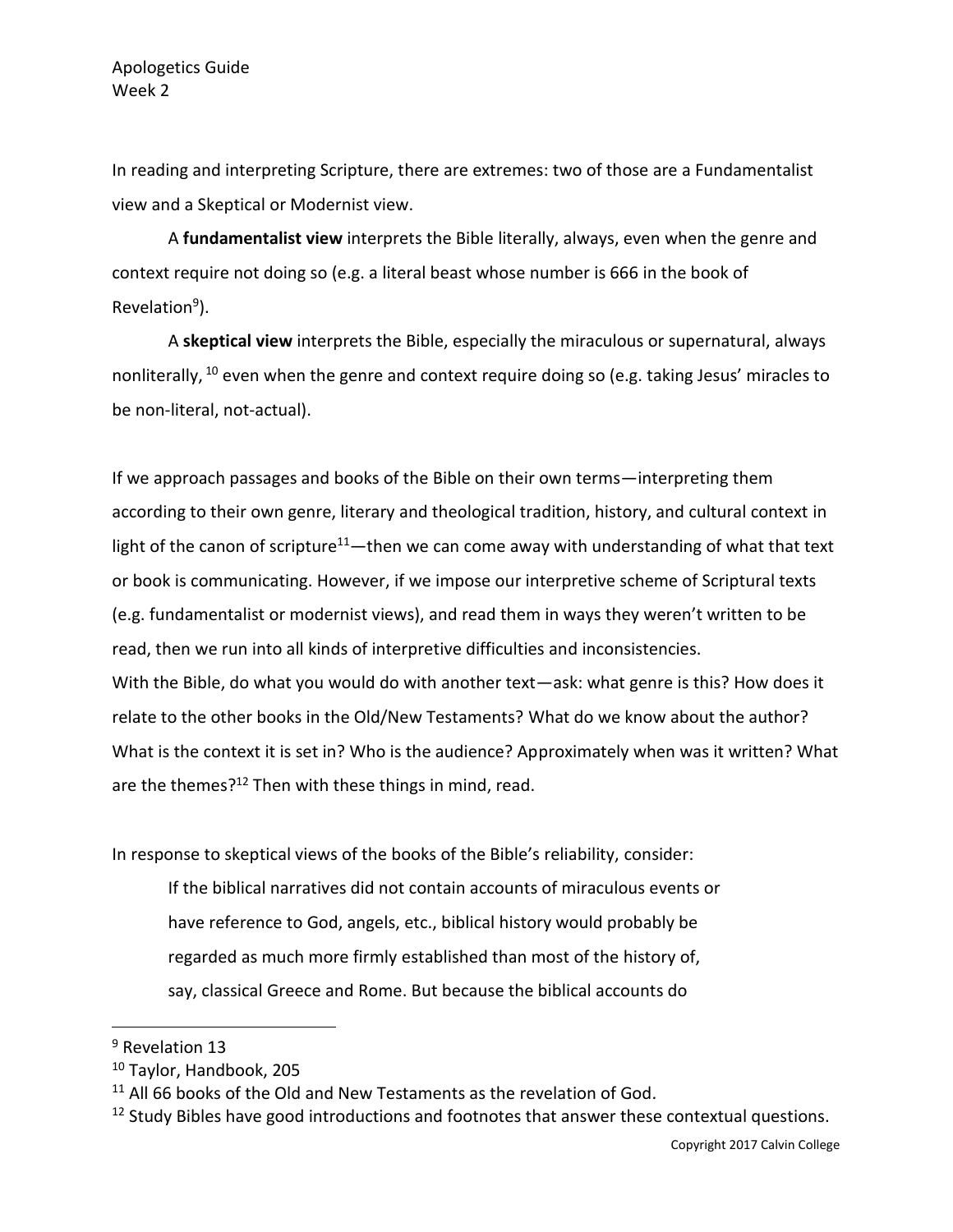In reading and interpreting Scripture, there are extremes: two of those are a Fundamentalist view and a Skeptical or Modernist view.

A **fundamentalist view** interprets the Bible literally, always, even when the genre and context require not doing so (e.g. a literal beast whose number is 666 in the book of Revelation[9]).

A **skeptical view** interprets the Bible, especially the miraculous or supernatural, always nonliterally, [10] even when the genre and context require doing so (e.g. taking Jesus' miracles to be non-literal, not-actual).

If we approach passages and books of the Bible on their own terms—interpreting them according to their own genre, literary and theological tradition, history, and cultural context in light of the canon of scripture[11]—then we can come away with understanding of what that text or book is communicating. However, if we impose our interpretive scheme of Scriptural texts (e.g. fundamentalist or modernist views), and read them in ways they weren't written to be read, then we run into all kinds of interpretive difficulties and inconsistencies.

With the Bible, do what you would do with another text—ask: what genre is this? How does it relate to the other books in the Old/New Testaments? What do we know about the author? What is the context it is set in? Who is the audience? Approximately when was it written? What are the themes?[12] Then with these things in mind, read.

In response to skeptical views of the books of the Bible's reliability, consider:

> If the biblical narratives did not contain accounts of miraculous events or have reference to God, angels, etc., biblical history would probably be regarded as much more firmly established than most of the history of, say, classical Greece and Rome. But because the biblical accounts do

---

[9] Revelation 13

[10] Taylor, Handbook, 205

[11] All 66 books of the Old and New Testaments as the revelation of God.

[12] Study Bibles have good introductions and footnotes that answer these contextual questions.

Copyright 2017 Calvin College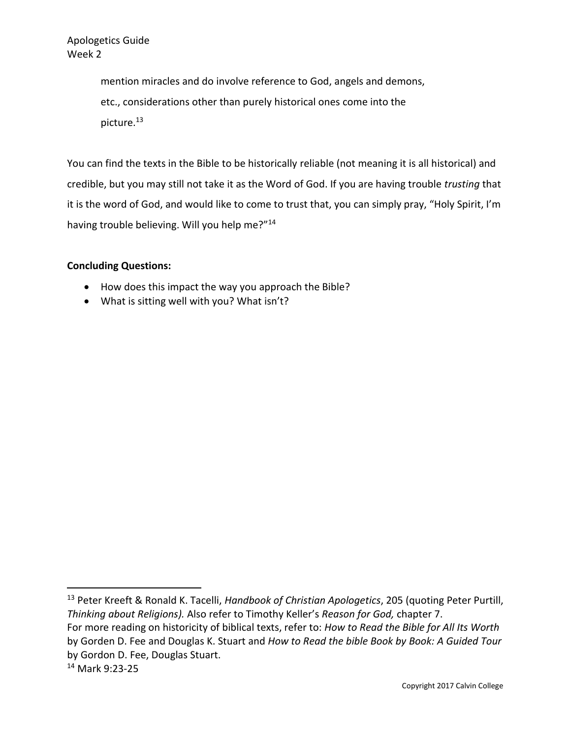mention miracles and do involve reference to God, angels and demons, etc., considerations other than purely historical ones come into the picture.[13]

You can find the texts in the Bible to be historically reliable (not meaning it is all historical) and credible, but you may still not take it as the Word of God. If you are having trouble *trusting* that it is the word of God, and would like to come to trust that, you can simply pray, "Holy Spirit, I'm having trouble believing. Will you help me?"[14]

**Concluding Questions:**

- How does this impact the way you approach the Bible?
- What is sitting well with you? What isn't?

---

[13] Peter Kreeft & Ronald K. Tacelli, *Handbook of Christian Apologetics*, 205 (quoting Peter Purtill, *Thinking about Religions).* Also refer to Timothy Keller's *Reason for God,* chapter 7.
For more reading on historicity of biblical texts, refer to: *How to Read the Bible for All Its Worth* by Gorden D. Fee and Douglas K. Stuart and *How to Read the bible Book by Book: A Guided Tour* by Gordon D. Fee, Douglas Stuart.

[14] Mark 9:23-25

Copyright 2017 Calvin College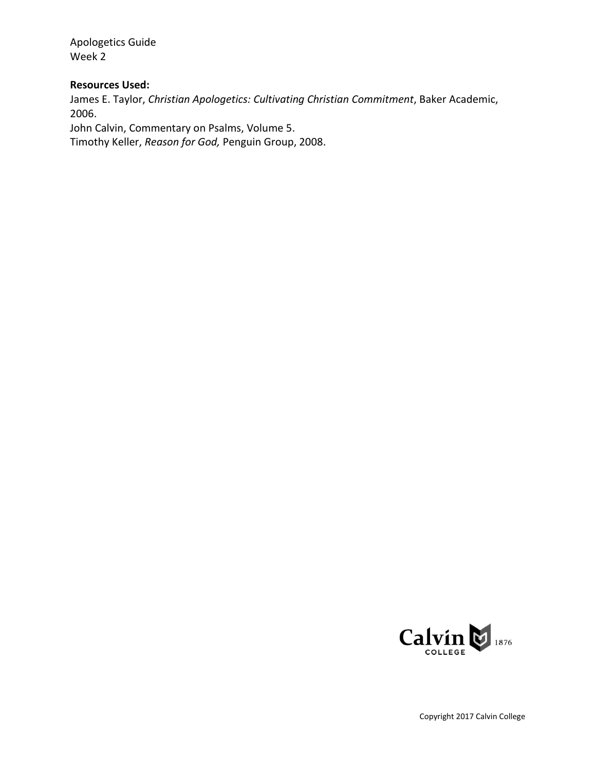Apologetics Guide
Week 2

**Resources Used:**
James E. Taylor, *Christian Apologetics: Cultivating Christian Commitment*, Baker Academic, 2006.
John Calvin, Commentary on Psalms, Volume 5.
Timothy Keller, *Reason for God,* Penguin Group, 2008.

Copyright 2017 Calvin College